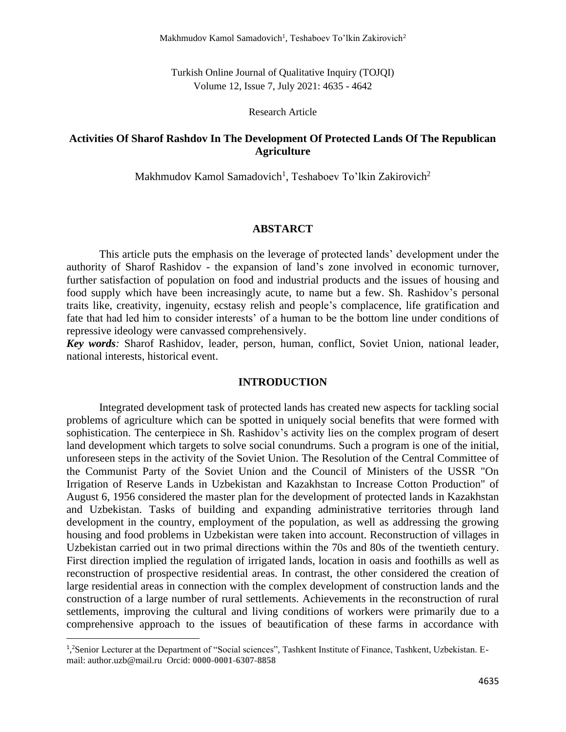Research Article

# Activities Of Sharof Rashdov In The Development Of Protected Lands Of The Republican Agriculture

Makhmudov Kamol Samadovich[1], Teshaboev To'lkin Zakirovich[2]

## ABSTARCT

This article puts the emphasis on the leverage of protected lands' development under the authority of Sharof Rashidov - the expansion of land's zone involved in economic turnover, further satisfaction of population on food and industrial products and the issues of housing and food supply which have been increasingly acute, to name but a few. Sh. Rashidov's personal traits like, creativity, ingenuity, ecstasy relish and people's complacence, life gratification and fate that had led him to consider interests' of a human to be the bottom line under conditions of repressive ideology were canvassed comprehensively.

***Key words****:* Sharof Rashidov, leader, person, human, conflict, Soviet Union, national leader, national interests, historical event.

## INTRODUCTION

Integrated development task of protected lands has created new aspects for tackling social problems of agriculture which can be spotted in uniquely social benefits that were formed with sophistication. The centerpiece in Sh. Rashidov's activity lies on the complex program of desert land development which targets to solve social conundrums. Such a program is one of the initial, unforeseen steps in the activity of the Soviet Union. The Resolution of the Central Committee of the Communist Party of the Soviet Union and the Council of Ministers of the USSR "On Irrigation of Reserve Lands in Uzbekistan and Kazakhstan to Increase Cotton Production" of August 6, 1956 considered the master plan for the development of protected lands in Kazakhstan and Uzbekistan. Tasks of building and expanding administrative territories through land development in the country, employment of the population, as well as addressing the growing housing and food problems in Uzbekistan were taken into account. Reconstruction of villages in Uzbekistan carried out in two primal directions within the 70s and 80s of the twentieth century. First direction implied the regulation of irrigated lands, location in oasis and foothills as well as reconstruction of prospective residential areas. In contrast, the other considered the creation of large residential areas in connection with the complex development of construction lands and the construction of a large number of rural settlements. Achievements in the reconstruction of rural settlements, improving the cultural and living conditions of workers were primarily due to a comprehensive approach to the issues of beautification of these farms in accordance with

[1],[2]Senior Lecturer at the Department of "Social sciences", Tashkent Institute of Finance, Tashkent, Uzbekistan. E-mail: author.uzb@mail.ru Orcid: **0000-0001-6307-8858**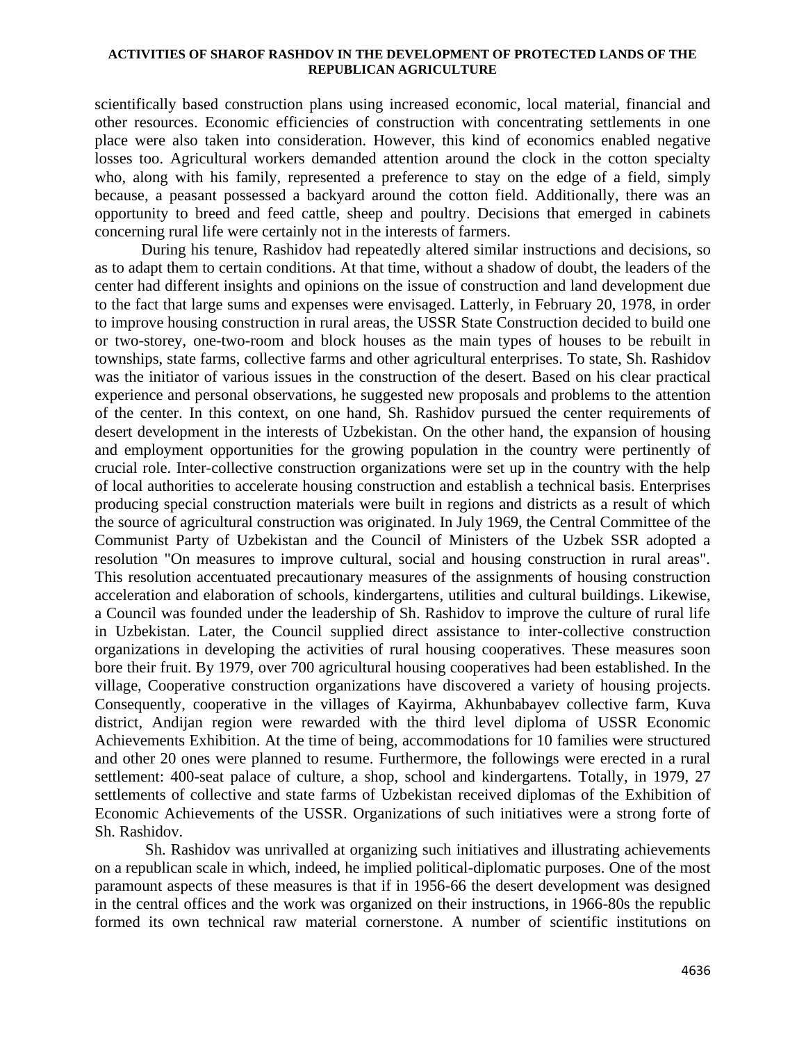scientifically based construction plans using increased economic, local material, financial and other resources. Economic efficiencies of construction with concentrating settlements in one place were also taken into consideration. However, this kind of economics enabled negative losses too. Agricultural workers demanded attention around the clock in the cotton specialty who, along with his family, represented a preference to stay on the edge of a field, simply because, a peasant possessed a backyard around the cotton field. Additionally, there was an opportunity to breed and feed cattle, sheep and poultry. Decisions that emerged in cabinets concerning rural life were certainly not in the interests of farmers.

During his tenure, Rashidov had repeatedly altered similar instructions and decisions, so as to adapt them to certain conditions. At that time, without a shadow of doubt, the leaders of the center had different insights and opinions on the issue of construction and land development due to the fact that large sums and expenses were envisaged. Latterly, in February 20, 1978, in order to improve housing construction in rural areas, the USSR State Construction decided to build one or two-storey, one-two-room and block houses as the main types of houses to be rebuilt in townships, state farms, collective farms and other agricultural enterprises. To state, Sh. Rashidov was the initiator of various issues in the construction of the desert. Based on his clear practical experience and personal observations, he suggested new proposals and problems to the attention of the center. In this context, on one hand, Sh. Rashidov pursued the center requirements of desert development in the interests of Uzbekistan. On the other hand, the expansion of housing and employment opportunities for the growing population in the country were pertinently of crucial role. Inter-collective construction organizations were set up in the country with the help of local authorities to accelerate housing construction and establish a technical basis. Enterprises producing special construction materials were built in regions and districts as a result of which the source of agricultural construction was originated. In July 1969, the Central Committee of the Communist Party of Uzbekistan and the Council of Ministers of the Uzbek SSR adopted a resolution "On measures to improve cultural, social and housing construction in rural areas". This resolution accentuated precautionary measures of the assignments of housing construction acceleration and elaboration of schools, kindergartens, utilities and cultural buildings. Likewise, a Council was founded under the leadership of Sh. Rashidov to improve the culture of rural life in Uzbekistan. Later, the Council supplied direct assistance to inter-collective construction organizations in developing the activities of rural housing cooperatives. These measures soon bore their fruit. By 1979, over 700 agricultural housing cooperatives had been established. In the village, Cooperative construction organizations have discovered a variety of housing projects. Consequently, cooperative in the villages of Kayirma, Akhunbabayev collective farm, Kuva district, Andijan region were rewarded with the third level diploma of USSR Economic Achievements Exhibition. At the time of being, accommodations for 10 families were structured and other 20 ones were planned to resume. Furthermore, the followings were erected in a rural settlement: 400-seat palace of culture, a shop, school and kindergartens. Totally, in 1979, 27 settlements of collective and state farms of Uzbekistan received diplomas of the Exhibition of Economic Achievements of the USSR. Organizations of such initiatives were a strong forte of Sh. Rashidov.

Sh. Rashidov was unrivalled at organizing such initiatives and illustrating achievements on a republican scale in which, indeed, he implied political-diplomatic purposes. One of the most paramount aspects of these measures is that if in 1956-66 the desert development was designed in the central offices and the work was organized on their instructions, in 1966-80s the republic formed its own technical raw material cornerstone. A number of scientific institutions on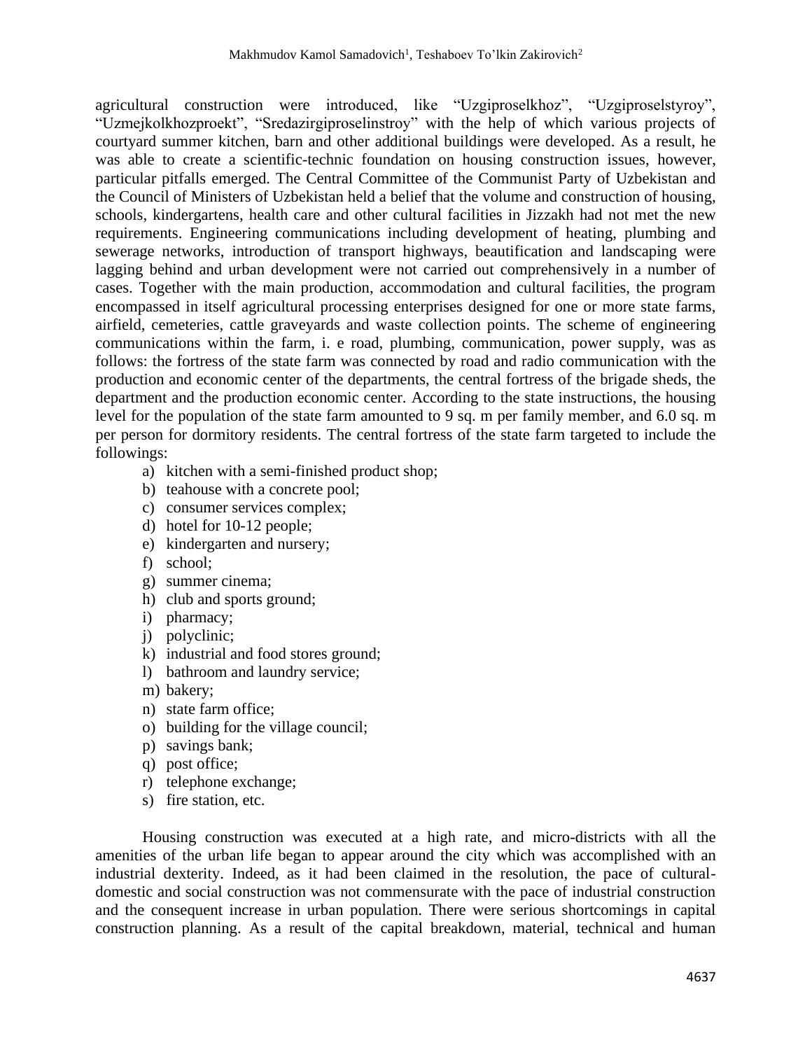agricultural construction were introduced, like “Uzgiproselkhoz”, “Uzgiproselstyroy”, “Uzmejkolkhozproekt”, “Sredazirgiproselinstroy” with the help of which various projects of courtyard summer kitchen, barn and other additional buildings were developed. As a result, he was able to create a scientific-technic foundation on housing construction issues, however, particular pitfalls emerged. The Central Committee of the Communist Party of Uzbekistan and the Council of Ministers of Uzbekistan held a belief that the volume and construction of housing, schools, kindergartens, health care and other cultural facilities in Jizzakh had not met the new requirements. Engineering communications including development of heating, plumbing and sewerage networks, introduction of transport highways, beautification and landscaping were lagging behind and urban development were not carried out comprehensively in a number of cases. Together with the main production, accommodation and cultural facilities, the program encompassed in itself agricultural processing enterprises designed for one or more state farms, airfield, cemeteries, cattle graveyards and waste collection points. The scheme of engineering communications within the farm, i. e road, plumbing, communication, power supply, was as follows: the fortress of the state farm was connected by road and radio communication with the production and economic center of the departments, the central fortress of the brigade sheds, the department and the production economic center. According to the state instructions, the housing level for the population of the state farm amounted to 9 sq. m per family member, and 6.0 sq. m per person for dormitory residents. The central fortress of the state farm targeted to include the followings:

a) kitchen with a semi-finished product shop;
b) teahouse with a concrete pool;
c) consumer services complex;
d) hotel for 10-12 people;
e) kindergarten and nursery;
f) school;
g) summer cinema;
h) club and sports ground;
i) pharmacy;
j) polyclinic;
k) industrial and food stores ground;
l) bathroom and laundry service;
m) bakery;
n) state farm office;
o) building for the village council;
p) savings bank;
q) post office;
r) telephone exchange;
s) fire station, etc.

Housing construction was executed at a high rate, and micro-districts with all the amenities of the urban life began to appear around the city which was accomplished with an industrial dexterity. Indeed, as it had been claimed in the resolution, the pace of cultural-domestic and social construction was not commensurate with the pace of industrial construction and the consequent increase in urban population. There were serious shortcomings in capital construction planning. As a result of the capital breakdown, material, technical and human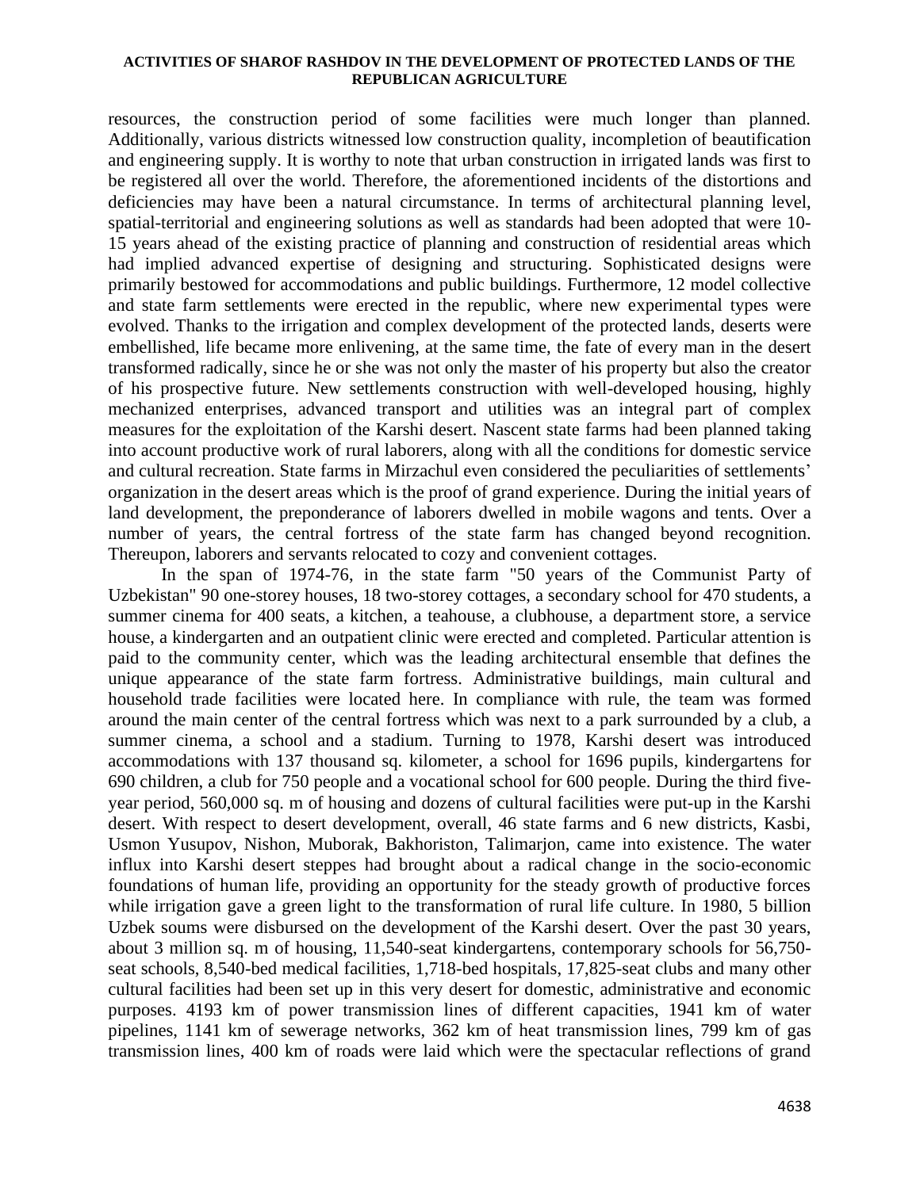resources, the construction period of some facilities were much longer than planned. Additionally, various districts witnessed low construction quality, incompletion of beautification and engineering supply. It is worthy to note that urban construction in irrigated lands was first to be registered all over the world. Therefore, the aforementioned incidents of the distortions and deficiencies may have been a natural circumstance. In terms of architectural planning level, spatial-territorial and engineering solutions as well as standards had been adopted that were 10-15 years ahead of the existing practice of planning and construction of residential areas which had implied advanced expertise of designing and structuring. Sophisticated designs were primarily bestowed for accommodations and public buildings. Furthermore, 12 model collective and state farm settlements were erected in the republic, where new experimental types were evolved. Thanks to the irrigation and complex development of the protected lands, deserts were embellished, life became more enlivening, at the same time, the fate of every man in the desert transformed radically, since he or she was not only the master of his property but also the creator of his prospective future. New settlements construction with well-developed housing, highly mechanized enterprises, advanced transport and utilities was an integral part of complex measures for the exploitation of the Karshi desert. Nascent state farms had been planned taking into account productive work of rural laborers, along with all the conditions for domestic service and cultural recreation. State farms in Mirzachul even considered the peculiarities of settlements' organization in the desert areas which is the proof of grand experience. During the initial years of land development, the preponderance of laborers dwelled in mobile wagons and tents. Over a number of years, the central fortress of the state farm has changed beyond recognition. Thereupon, laborers and servants relocated to cozy and convenient cottages.

In the span of 1974-76, in the state farm "50 years of the Communist Party of Uzbekistan" 90 one-storey houses, 18 two-storey cottages, a secondary school for 470 students, a summer cinema for 400 seats, a kitchen, a teahouse, a clubhouse, a department store, a service house, a kindergarten and an outpatient clinic were erected and completed. Particular attention is paid to the community center, which was the leading architectural ensemble that defines the unique appearance of the state farm fortress. Administrative buildings, main cultural and household trade facilities were located here. In compliance with rule, the team was formed around the main center of the central fortress which was next to a park surrounded by a club, a summer cinema, a school and a stadium. Turning to 1978, Karshi desert was introduced accommodations with 137 thousand sq. kilometer, a school for 1696 pupils, kindergartens for 690 children, a club for 750 people and a vocational school for 600 people. During the third five-year period, 560,000 sq. m of housing and dozens of cultural facilities were put-up in the Karshi desert. With respect to desert development, overall, 46 state farms and 6 new districts, Kasbi, Usmon Yusupov, Nishon, Muborak, Bakhoriston, Talimarjon, came into existence. The water influx into Karshi desert steppes had brought about a radical change in the socio-economic foundations of human life, providing an opportunity for the steady growth of productive forces while irrigation gave a green light to the transformation of rural life culture. In 1980, 5 billion Uzbek soums were disbursed on the development of the Karshi desert. Over the past 30 years, about 3 million sq. m of housing, 11,540-seat kindergartens, contemporary schools for 56,750-seat schools, 8,540-bed medical facilities, 1,718-bed hospitals, 17,825-seat clubs and many other cultural facilities had been set up in this very desert for domestic, administrative and economic purposes. 4193 km of power transmission lines of different capacities, 1941 km of water pipelines, 1141 km of sewerage networks, 362 km of heat transmission lines, 799 km of gas transmission lines, 400 km of roads were laid which were the spectacular reflections of grand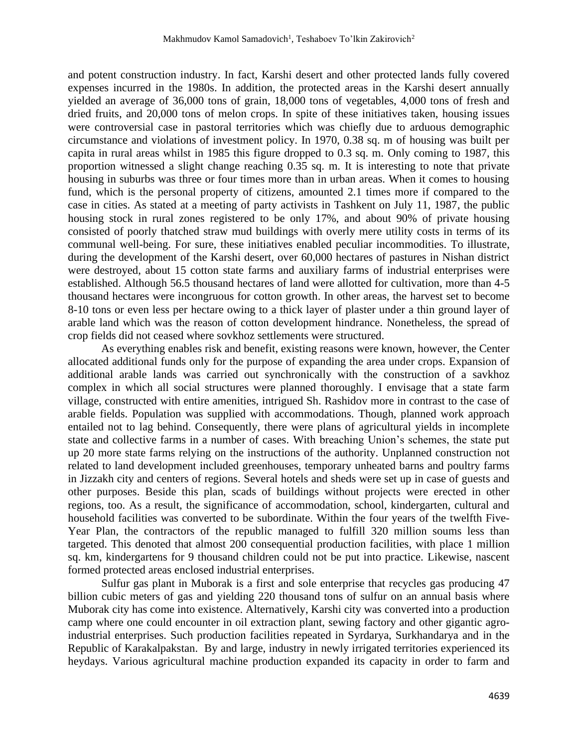and potent construction industry. In fact, Karshi desert and other protected lands fully covered expenses incurred in the 1980s. In addition, the protected areas in the Karshi desert annually yielded an average of 36,000 tons of grain, 18,000 tons of vegetables, 4,000 tons of fresh and dried fruits, and 20,000 tons of melon crops. In spite of these initiatives taken, housing issues were controversial case in pastoral territories which was chiefly due to arduous demographic circumstance and violations of investment policy. In 1970, 0.38 sq. m of housing was built per capita in rural areas whilst in 1985 this figure dropped to 0.3 sq. m. Only coming to 1987, this proportion witnessed a slight change reaching 0.35 sq. m. It is interesting to note that private housing in suburbs was three or four times more than in urban areas. When it comes to housing fund, which is the personal property of citizens, amounted 2.1 times more if compared to the case in cities. As stated at a meeting of party activists in Tashkent on July 11, 1987, the public housing stock in rural zones registered to be only 17%, and about 90% of private housing consisted of poorly thatched straw mud buildings with overly mere utility costs in terms of its communal well-being. For sure, these initiatives enabled peculiar incommodities. To illustrate, during the development of the Karshi desert, over 60,000 hectares of pastures in Nishan district were destroyed, about 15 cotton state farms and auxiliary farms of industrial enterprises were established. Although 56.5 thousand hectares of land were allotted for cultivation, more than 4-5 thousand hectares were incongruous for cotton growth. In other areas, the harvest set to become 8-10 tons or even less per hectare owing to a thick layer of plaster under a thin ground layer of arable land which was the reason of cotton development hindrance. Nonetheless, the spread of crop fields did not ceased where sovkhoz settlements were structured.

As everything enables risk and benefit, existing reasons were known, however, the Center allocated additional funds only for the purpose of expanding the area under crops. Expansion of additional arable lands was carried out synchronically with the construction of a savkhoz complex in which all social structures were planned thoroughly. I envisage that a state farm village, constructed with entire amenities, intrigued Sh. Rashidov more in contrast to the case of arable fields. Population was supplied with accommodations. Though, planned work approach entailed not to lag behind. Consequently, there were plans of agricultural yields in incomplete state and collective farms in a number of cases. With breaching Union's schemes, the state put up 20 more state farms relying on the instructions of the authority. Unplanned construction not related to land development included greenhouses, temporary unheated barns and poultry farms in Jizzakh city and centers of regions. Several hotels and sheds were set up in case of guests and other purposes. Beside this plan, scads of buildings without projects were erected in other regions, too. As a result, the significance of accommodation, school, kindergarten, cultural and household facilities was converted to be subordinate. Within the four years of the twelfth Five-Year Plan, the contractors of the republic managed to fulfill 320 million soums less than targeted. This denoted that almost 200 consequential production facilities, with place 1 million sq. km, kindergartens for 9 thousand children could not be put into practice. Likewise, nascent formed protected areas enclosed industrial enterprises.

Sulfur gas plant in Muborak is a first and sole enterprise that recycles gas producing 47 billion cubic meters of gas and yielding 220 thousand tons of sulfur on an annual basis where Muborak city has come into existence. Alternatively, Karshi city was converted into a production camp where one could encounter in oil extraction plant, sewing factory and other gigantic agro-industrial enterprises. Such production facilities repeated in Syrdarya, Surkhandarya and in the Republic of Karakalpakstan. By and large, industry in newly irrigated territories experienced its heydays. Various agricultural machine production expanded its capacity in order to farm and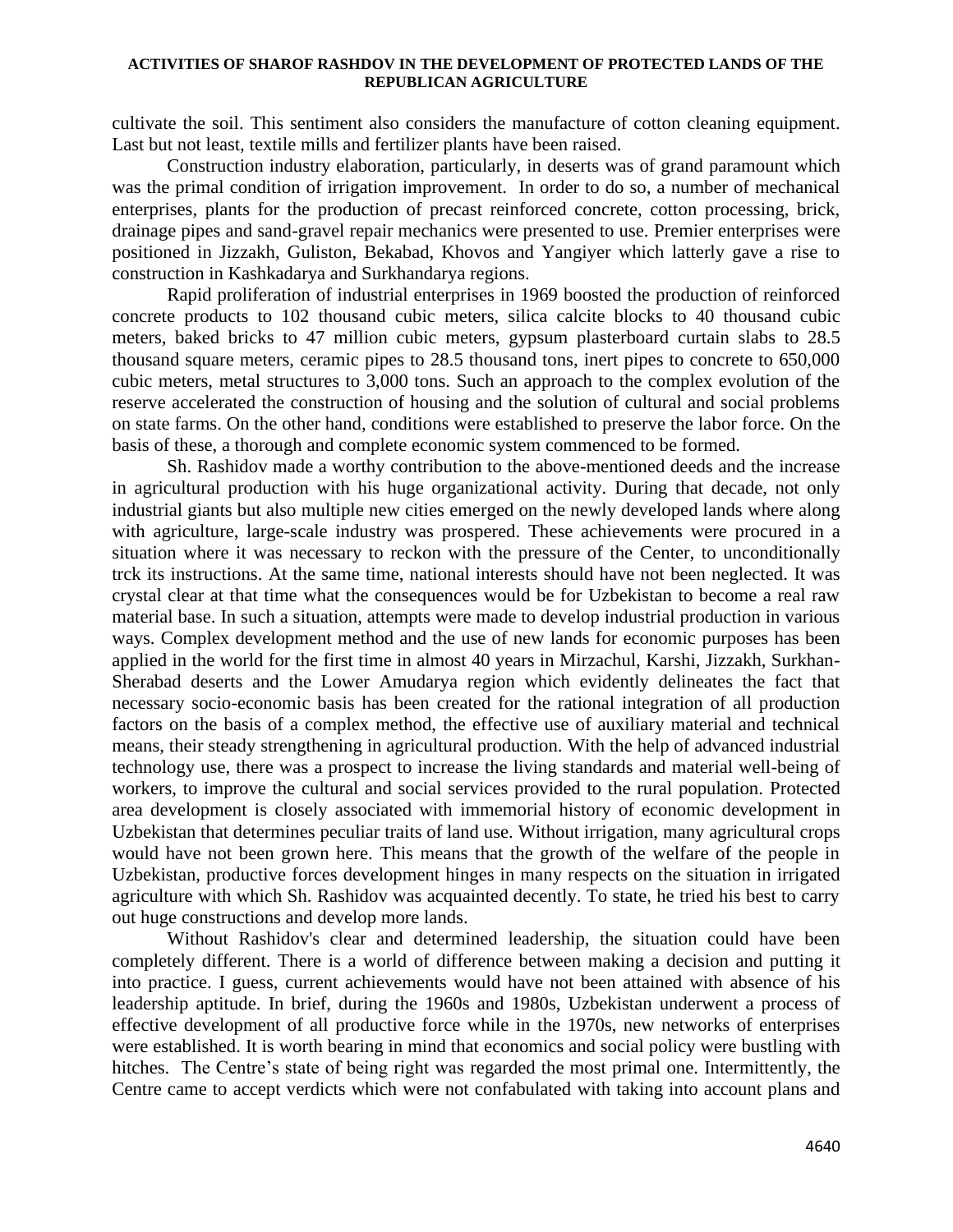cultivate the soil. This sentiment also considers the manufacture of cotton cleaning equipment. Last but not least, textile mills and fertilizer plants have been raised.

Construction industry elaboration, particularly, in deserts was of grand paramount which was the primal condition of irrigation improvement. In order to do so, a number of mechanical enterprises, plants for the production of precast reinforced concrete, cotton processing, brick, drainage pipes and sand-gravel repair mechanics were presented to use. Premier enterprises were positioned in Jizzakh, Guliston, Bekabad, Khovos and Yangiyer which latterly gave a rise to construction in Kashkadarya and Surkhandarya regions.

Rapid proliferation of industrial enterprises in 1969 boosted the production of reinforced concrete products to 102 thousand cubic meters, silica calcite blocks to 40 thousand cubic meters, baked bricks to 47 million cubic meters, gypsum plasterboard curtain slabs to 28.5 thousand square meters, ceramic pipes to 28.5 thousand tons, inert pipes to concrete to 650,000 cubic meters, metal structures to 3,000 tons. Such an approach to the complex evolution of the reserve accelerated the construction of housing and the solution of cultural and social problems on state farms. On the other hand, conditions were established to preserve the labor force. On the basis of these, a thorough and complete economic system commenced to be formed.

Sh. Rashidov made a worthy contribution to the above-mentioned deeds and the increase in agricultural production with his huge organizational activity. During that decade, not only industrial giants but also multiple new cities emerged on the newly developed lands where along with agriculture, large-scale industry was prospered. These achievements were procured in a situation where it was necessary to reckon with the pressure of the Center, to unconditionally trck its instructions. At the same time, national interests should have not been neglected. It was crystal clear at that time what the consequences would be for Uzbekistan to become a real raw material base. In such a situation, attempts were made to develop industrial production in various ways. Complex development method and the use of new lands for economic purposes has been applied in the world for the first time in almost 40 years in Mirzachul, Karshi, Jizzakh, Surkhan-Sherabad deserts and the Lower Amudarya region which evidently delineates the fact that necessary socio-economic basis has been created for the rational integration of all production factors on the basis of a complex method, the effective use of auxiliary material and technical means, their steady strengthening in agricultural production. With the help of advanced industrial technology use, there was a prospect to increase the living standards and material well-being of workers, to improve the cultural and social services provided to the rural population. Protected area development is closely associated with immemorial history of economic development in Uzbekistan that determines peculiar traits of land use. Without irrigation, many agricultural crops would have not been grown here. This means that the growth of the welfare of the people in Uzbekistan, productive forces development hinges in many respects on the situation in irrigated agriculture with which Sh. Rashidov was acquainted decently. To state, he tried his best to carry out huge constructions and develop more lands.

Without Rashidov's clear and determined leadership, the situation could have been completely different. There is a world of difference between making a decision and putting it into practice. I guess, current achievements would have not been attained with absence of his leadership aptitude. In brief, during the 1960s and 1980s, Uzbekistan underwent a process of effective development of all productive force while in the 1970s, new networks of enterprises were established. It is worth bearing in mind that economics and social policy were bustling with hitches. The Centre's state of being right was regarded the most primal one. Intermittently, the Centre came to accept verdicts which were not confabulated with taking into account plans and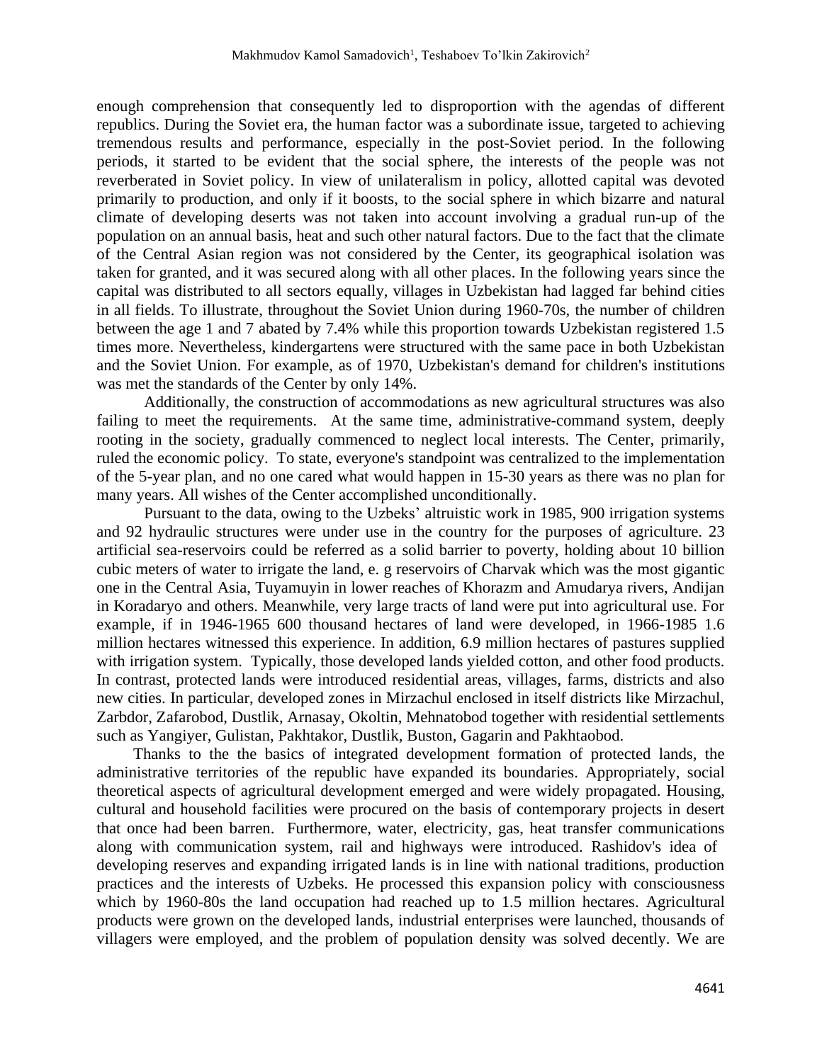enough comprehension that consequently led to disproportion with the agendas of different republics. During the Soviet era, the human factor was a subordinate issue, targeted to achieving tremendous results and performance, especially in the post-Soviet period. In the following periods, it started to be evident that the social sphere, the interests of the people was not reverberated in Soviet policy. In view of unilateralism in policy, allotted capital was devoted primarily to production, and only if it boosts, to the social sphere in which bizarre and natural climate of developing deserts was not taken into account involving a gradual run-up of the population on an annual basis, heat and such other natural factors. Due to the fact that the climate of the Central Asian region was not considered by the Center, its geographical isolation was taken for granted, and it was secured along with all other places. In the following years since the capital was distributed to all sectors equally, villages in Uzbekistan had lagged far behind cities in all fields. To illustrate, throughout the Soviet Union during 1960-70s, the number of children between the age 1 and 7 abated by 7.4% while this proportion towards Uzbekistan registered 1.5 times more. Nevertheless, kindergartens were structured with the same pace in both Uzbekistan and the Soviet Union. For example, as of 1970, Uzbekistan's demand for children's institutions was met the standards of the Center by only 14%.

Additionally, the construction of accommodations as new agricultural structures was also failing to meet the requirements. At the same time, administrative-command system, deeply rooting in the society, gradually commenced to neglect local interests. The Center, primarily, ruled the economic policy. To state, everyone's standpoint was centralized to the implementation of the 5-year plan, and no one cared what would happen in 15-30 years as there was no plan for many years. All wishes of the Center accomplished unconditionally.

Pursuant to the data, owing to the Uzbeks' altruistic work in 1985, 900 irrigation systems and 92 hydraulic structures were under use in the country for the purposes of agriculture. 23 artificial sea-reservoirs could be referred as a solid barrier to poverty, holding about 10 billion cubic meters of water to irrigate the land, e. g reservoirs of Charvak which was the most gigantic one in the Central Asia, Tuyamuyin in lower reaches of Khorazm and Amudarya rivers, Andijan in Koradaryo and others. Meanwhile, very large tracts of land were put into agricultural use. For example, if in 1946-1965 600 thousand hectares of land were developed, in 1966-1985 1.6 million hectares witnessed this experience. In addition, 6.9 million hectares of pastures supplied with irrigation system. Typically, those developed lands yielded cotton, and other food products. In contrast, protected lands were introduced residential areas, villages, farms, districts and also new cities. In particular, developed zones in Mirzachul enclosed in itself districts like Mirzachul, Zarbdor, Zafarobod, Dustlik, Arnasay, Okoltin, Mehnatobod together with residential settlements such as Yangiyer, Gulistan, Pakhtakor, Dustlik, Buston, Gagarin and Pakhtaobod.

Thanks to the the basics of integrated development formation of protected lands, the administrative territories of the republic have expanded its boundaries. Appropriately, social theoretical aspects of agricultural development emerged and were widely propagated. Housing, cultural and household facilities were procured on the basis of contemporary projects in desert that once had been barren. Furthermore, water, electricity, gas, heat transfer communications along with communication system, rail and highways were introduced. Rashidov's idea of developing reserves and expanding irrigated lands is in line with national traditions, production practices and the interests of Uzbeks. He processed this expansion policy with consciousness which by 1960-80s the land occupation had reached up to 1.5 million hectares. Agricultural products were grown on the developed lands, industrial enterprises were launched, thousands of villagers were employed, and the problem of population density was solved decently. We are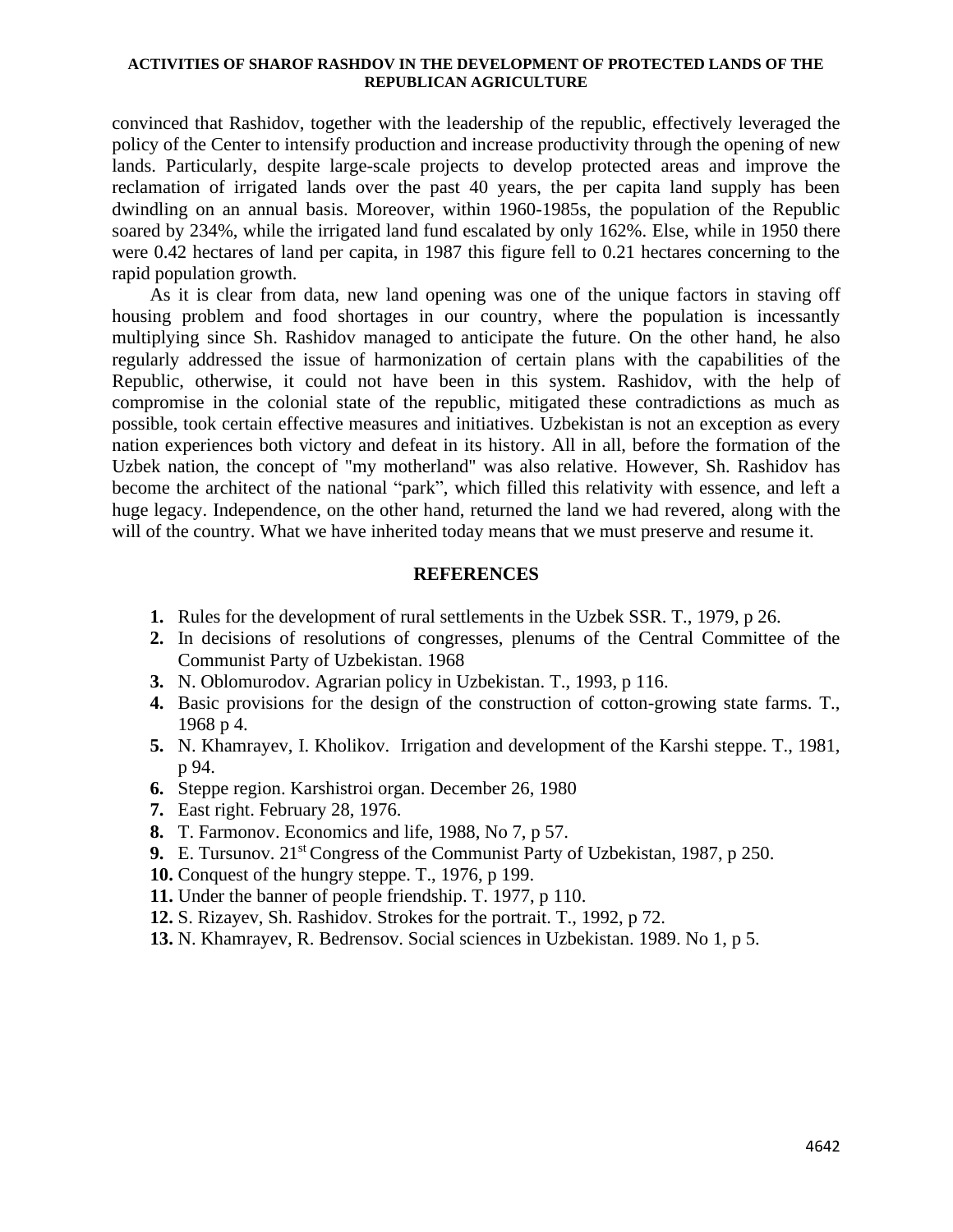convinced that Rashidov, together with the leadership of the republic, effectively leveraged the policy of the Center to intensify production and increase productivity through the opening of new lands. Particularly, despite large-scale projects to develop protected areas and improve the reclamation of irrigated lands over the past 40 years, the per capita land supply has been dwindling on an annual basis. Moreover, within 1960-1985s, the population of the Republic soared by 234%, while the irrigated land fund escalated by only 162%. Else, while in 1950 there were 0.42 hectares of land per capita, in 1987 this figure fell to 0.21 hectares concerning to the rapid population growth.

As it is clear from data, new land opening was one of the unique factors in staving off housing problem and food shortages in our country, where the population is incessantly multiplying since Sh. Rashidov managed to anticipate the future. On the other hand, he also regularly addressed the issue of harmonization of certain plans with the capabilities of the Republic, otherwise, it could not have been in this system. Rashidov, with the help of compromise in the colonial state of the republic, mitigated these contradictions as much as possible, took certain effective measures and initiatives. Uzbekistan is not an exception as every nation experiences both victory and defeat in its history. All in all, before the formation of the Uzbek nation, the concept of "my motherland" was also relative. However, Sh. Rashidov has become the architect of the national "park", which filled this relativity with essence, and left a huge legacy. Independence, on the other hand, returned the land we had revered, along with the will of the country. What we have inherited today means that we must preserve and resume it.

## REFERENCES

1. Rules for the development of rural settlements in the Uzbek SSR. T., 1979, p 26.
2. In decisions of resolutions of congresses, plenums of the Central Committee of the Communist Party of Uzbekistan. 1968
3. N. Oblomurodov. Agrarian policy in Uzbekistan. T., 1993, p 116.
4. Basic provisions for the design of the construction of cotton-growing state farms. T., 1968 p 4.
5. N. Khamrayev, I. Kholikov. Irrigation and development of the Karshi steppe. T., 1981, p 94.
6. Steppe region. Karshistroi organ. December 26, 1980
7. East right. February 28, 1976.
8. T. Farmonov. Economics and life, 1988, No 7, p 57.
9. E. Tursunov. 21st Congress of the Communist Party of Uzbekistan, 1987, p 250.
10. Conquest of the hungry steppe. T., 1976, p 199.
11. Under the banner of people friendship. T. 1977, p 110.
12. S. Rizayev, Sh. Rashidov. Strokes for the portrait. T., 1992, p 72.
13. N. Khamrayev, R. Bedrensov. Social sciences in Uzbekistan. 1989. No 1, p 5.